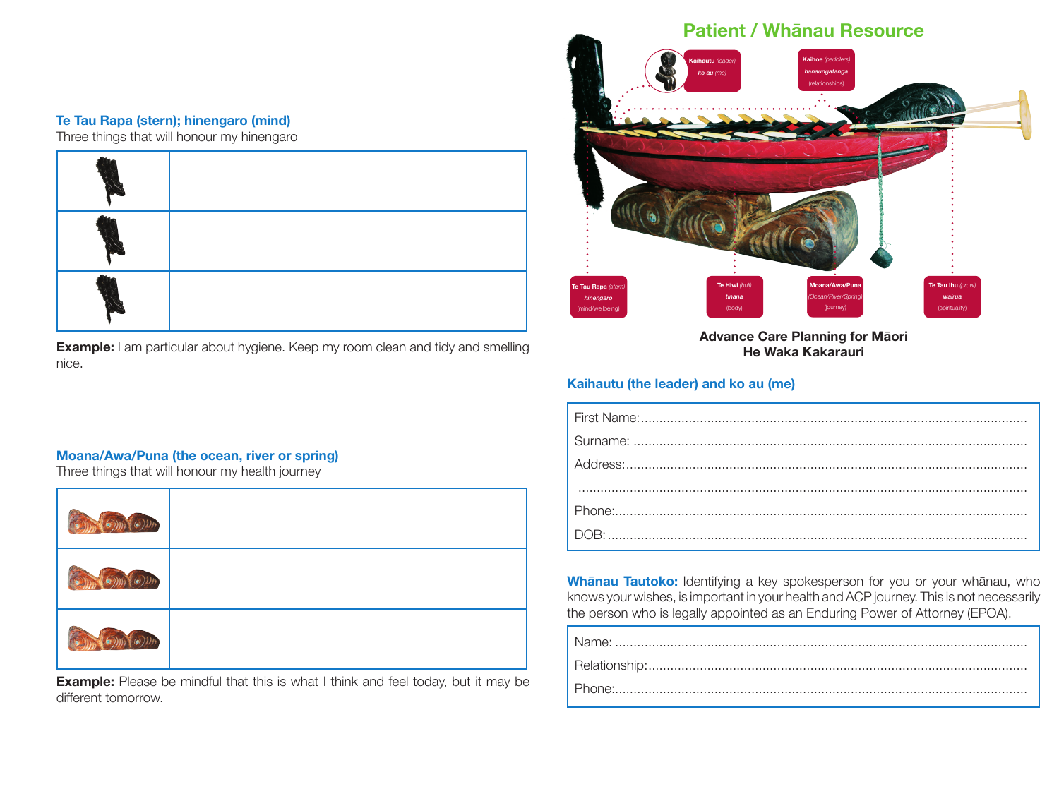## Te Tau Rapa (stern); hinengaro (mind)

Three things that will honour my hinengaro

| | |
|---|---|
| | |
| | |
| | |

**Example:** I am particular about hygiene. Keep my room clean and tidy and smelling nice.

## Moana/Awa/Puna (the ocean, river or spring)

Three things that will honour my health journey

| | |
|---|---|
| | |
| | |
| | |

**Example:** Please be mindful that this is what I think and feel today, but it may be different tomorrow.

# Patient / Whānau Resource

Kaihautu *(leader)* *ko au (me)*

Kaihoe *(paddlers)* *hanaungatanga* (relationships)

Te Tau Rapa *(stern)* *hinengaro* (mind/wellbeing)

Te Hiwi *(hull)* *tinana* (body)

Moana/Awa/Puna *(Ocean/River/Spring)* (journey)

Te Tau Ihu *(prow)* *wairua* (spirituality)

**Advance Care Planning for Māori**
**He Waka Kakarauri**

## Kaihautu (the leader) and ko au (me)

First Name:........................................................................................................

Surname: ..........................................................................................................

Address:...........................................................................................................

.........................................................................................................................

Phone:...............................................................................................................

DOB:.................................................................................................................

**Whānau Tautoko:** Identifying a key spokesperson for you or your whānau, who knows your wishes, is important in your health and ACP journey. This is not necessarily the person who is legally appointed as an Enduring Power of Attorney (EPOA).

Name: ...............................................................................................................

Relationship:......................................................................................................

Phone:...............................................................................................................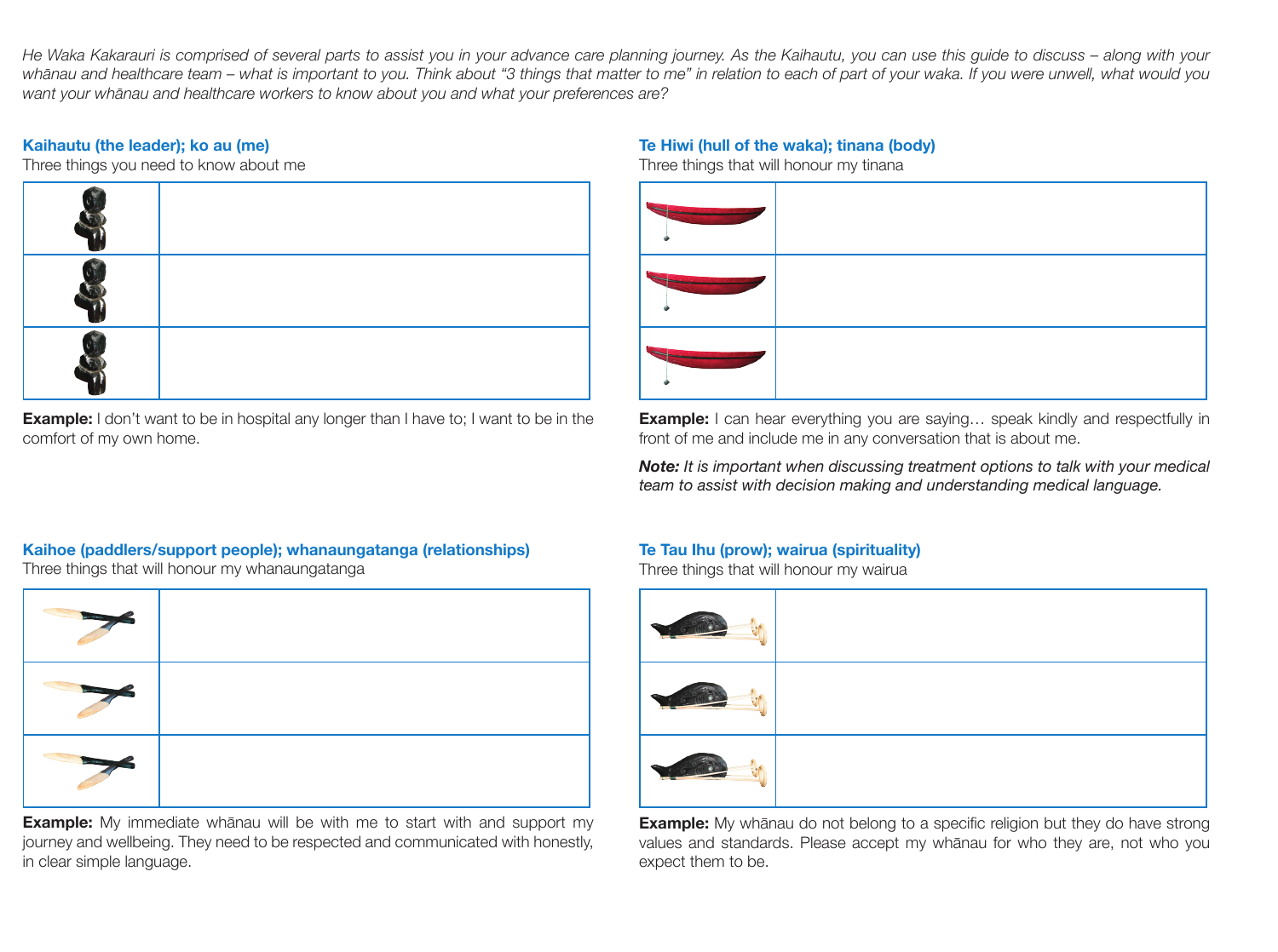*He Waka Kakarauri is comprised of several parts to assist you in your advance care planning journey. As the Kaihautu, you can use this guide to discuss – along with your whānau and healthcare team – what is important to you. Think about "3 things that matter to me" in relation to each of part of your waka. If you were unwell, what would you want your whānau and healthcare workers to know about you and what your preferences are?*

### Kaihautu (the leader); ko au (me)

Three things you need to know about me

| | |
|---|---|
| | |
| | |
| | |

**Example:** I don't want to be in hospital any longer than I have to; I want to be in the comfort of my own home.

### Kaihoe (paddlers/support people); whanaungatanga (relationships)

Three things that will honour my whanaungatanga

| | |
|---|---|
| | |
| | |
| | |

**Example:** My immediate whānau will be with me to start with and support my journey and wellbeing. They need to be respected and communicated with honestly, in clear simple language.

### Te Hiwi (hull of the waka); tinana (body)

Three things that will honour my tinana

| | |
|---|---|
| | |
| | |
| | |

**Example:** I can hear everything you are saying… speak kindly and respectfully in front of me and include me in any conversation that is about me.

***Note:*** *It is important when discussing treatment options to talk with your medical team to assist with decision making and understanding medical language.*

### Te Tau Ihu (prow); wairua (spirituality)

Three things that will honour my wairua

| | |
|---|---|
| | |
| | |
| | |

**Example:** My whānau do not belong to a specific religion but they do have strong values and standards. Please accept my whānau for who they are, not who you expect them to be.